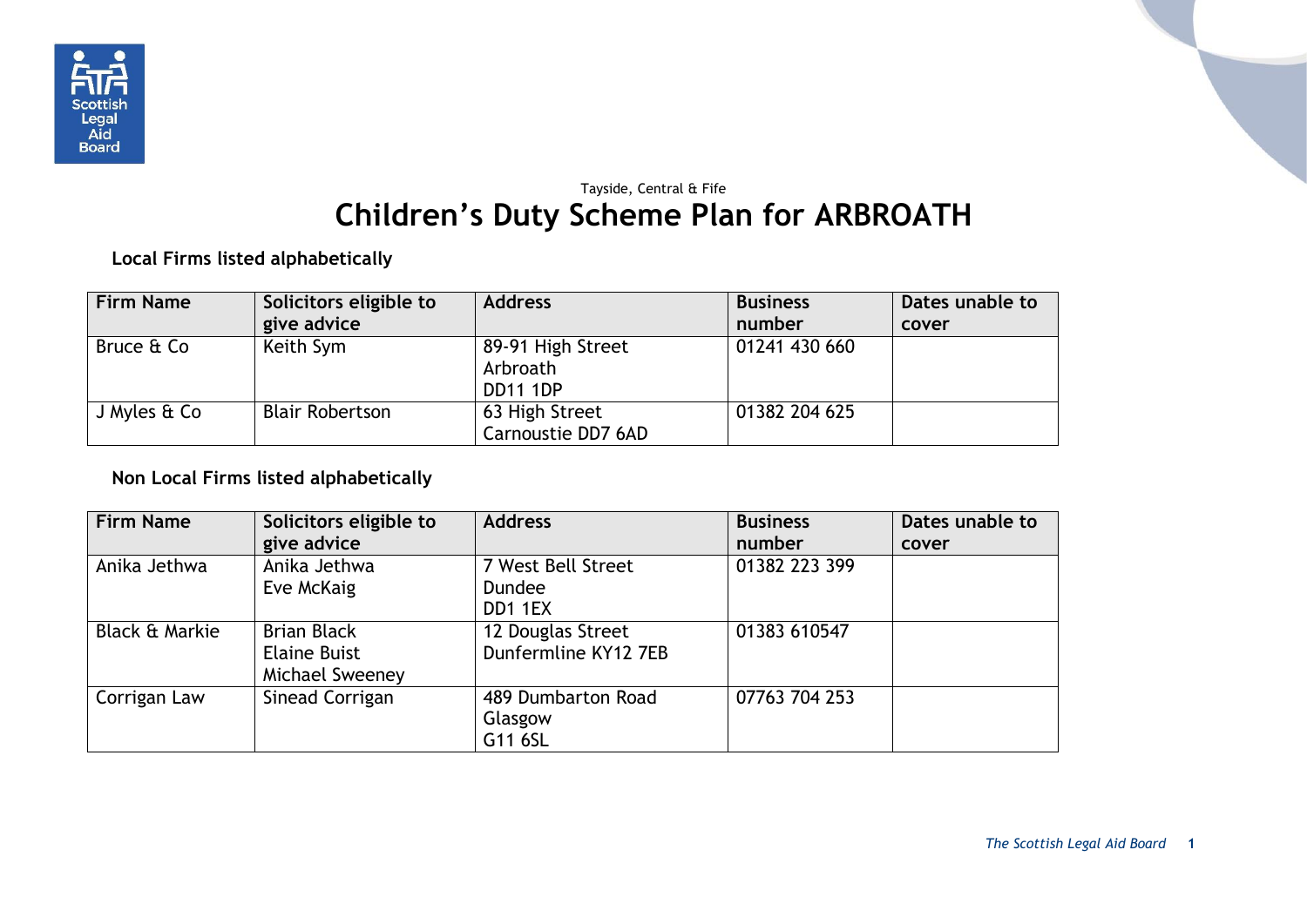Tayside, Central & Fife

# Children's Duty Scheme Plan for ARBROATH

**Local Firms listed alphabetically**

| Firm Name | Solicitors eligible to give advice | Address | Business number | Dates unable to cover |
|---|---|---|---|---|
| Bruce & Co | Keith Sym | 89-91 High Street<br>Arbroath<br>DD11 1DP | 01241 430 660 | |
| J Myles & Co | Blair Robertson | 63 High Street<br>Carnoustie DD7 6AD | 01382 204 625 | |

**Non Local Firms listed alphabetically**

| Firm Name | Solicitors eligible to give advice | Address | Business number | Dates unable to cover |
|---|---|---|---|---|
| Anika Jethwa | Anika Jethwa<br>Eve McKaig | 7 West Bell Street<br>Dundee<br>DD1 1EX | 01382 223 399 | |
| Black & Markie | Brian Black<br>Elaine Buist<br>Michael Sweeney | 12 Douglas Street<br>Dunfermline KY12 7EB | 01383 610547 | |
| Corrigan Law | Sinead Corrigan | 489 Dumbarton Road<br>Glasgow<br>G11 6SL | 07763 704 253 | |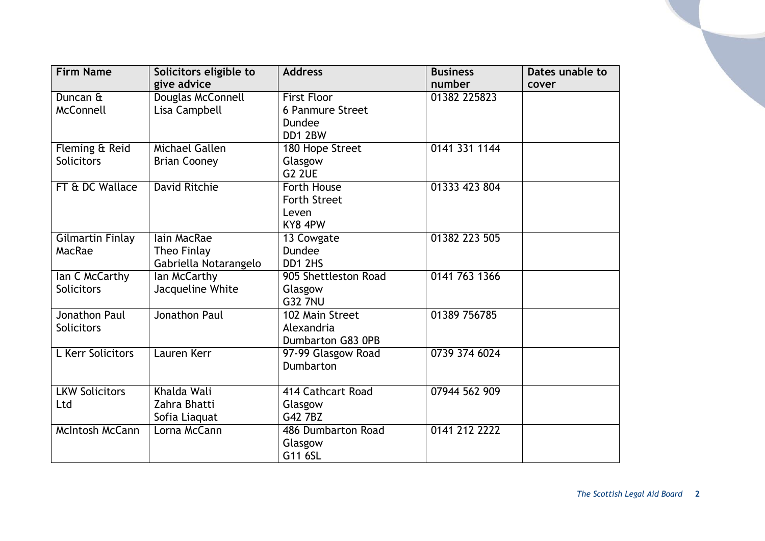| Firm Name | Solicitors eligible to give advice | Address | Business number | Dates unable to cover |
|---|---|---|---|---|
| Duncan & McConnell | Douglas McConnell<br>Lisa Campbell | First Floor<br>6 Panmure Street<br>Dundee<br>DD1 2BW | 01382 225823 | |
| Fleming & Reid Solicitors | Michael Gallen<br>Brian Cooney | 180 Hope Street<br>Glasgow<br>G2 2UE | 0141 331 1144 | |
| FT & DC Wallace | David Ritchie | Forth House<br>Forth Street<br>Leven<br>KY8 4PW | 01333 423 804 | |
| Gilmartin Finlay MacRae | Iain MacRae<br>Theo Finlay<br>Gabriella Notarangelo | 13 Cowgate<br>Dundee<br>DD1 2HS | 01382 223 505 | |
| Ian C McCarthy Solicitors | Ian McCarthy<br>Jacqueline White | 905 Shettleston Road<br>Glasgow<br>G32 7NU | 0141 763 1366 | |
| Jonathon Paul Solicitors | Jonathon Paul | 102 Main Street<br>Alexandria<br>Dumbarton G83 0PB | 01389 756785 | |
| L Kerr Solicitors | Lauren Kerr | 97-99 Glasgow Road<br>Dumbarton | 0739 374 6024 | |
| LKW Solicitors Ltd | Khalda Wali<br>Zahra Bhatti<br>Sofia Liaquat | 414 Cathcart Road<br>Glasgow<br>G42 7BZ | 07944 562 909 | |
| McIntosh McCann | Lorna McCann | 486 Dumbarton Road<br>Glasgow<br>G11 6SL | 0141 212 2222 | |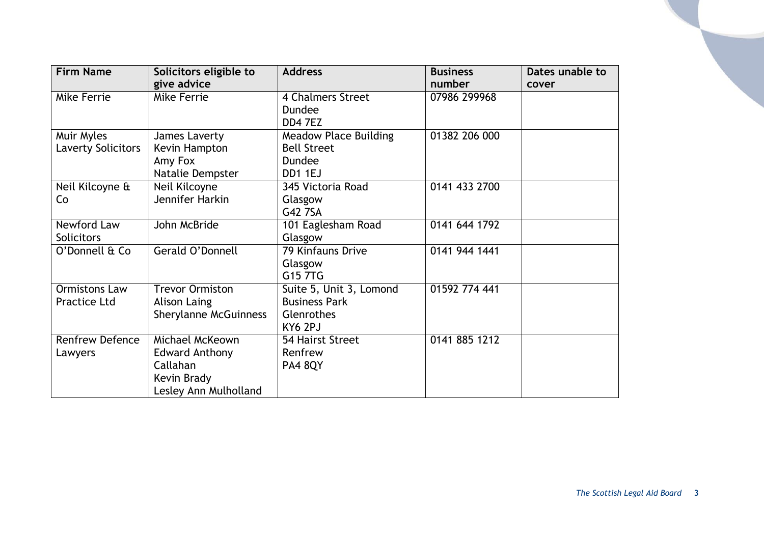| Firm Name | Solicitors eligible to give advice | Address | Business number | Dates unable to cover |
|---|---|---|---|---|
| Mike Ferrie | Mike Ferrie | 4 Chalmers Street<br>Dundee<br>DD4 7EZ | 07986 299968 | |
| Muir Myles Laverty Solicitors | James Laverty<br>Kevin Hampton<br>Amy Fox<br>Natalie Dempster | Meadow Place Building<br>Bell Street<br>Dundee<br>DD1 1EJ | 01382 206 000 | |
| Neil Kilcoyne & Co | Neil Kilcoyne<br>Jennifer Harkin | 345 Victoria Road<br>Glasgow<br>G42 7SA | 0141 433 2700 | |
| Newford Law Solicitors | John McBride | 101 Eaglesham Road<br>Glasgow | 0141 644 1792 | |
| O'Donnell & Co | Gerald O'Donnell | 79 Kinfauns Drive<br>Glasgow<br>G15 7TG | 0141 944 1441 | |
| Ormistons Law Practice Ltd | Trevor Ormiston<br>Alison Laing<br>Sherylanne McGuinness | Suite 5, Unit 3, Lomond Business Park<br>Glenrothes<br>KY6 2PJ | 01592 774 441 | |
| Renfrew Defence Lawyers | Michael McKeown<br>Edward Anthony Callahan<br>Kevin Brady<br>Lesley Ann Mulholland | 54 Hairst Street<br>Renfrew<br>PA4 8QY | 0141 885 1212 | |